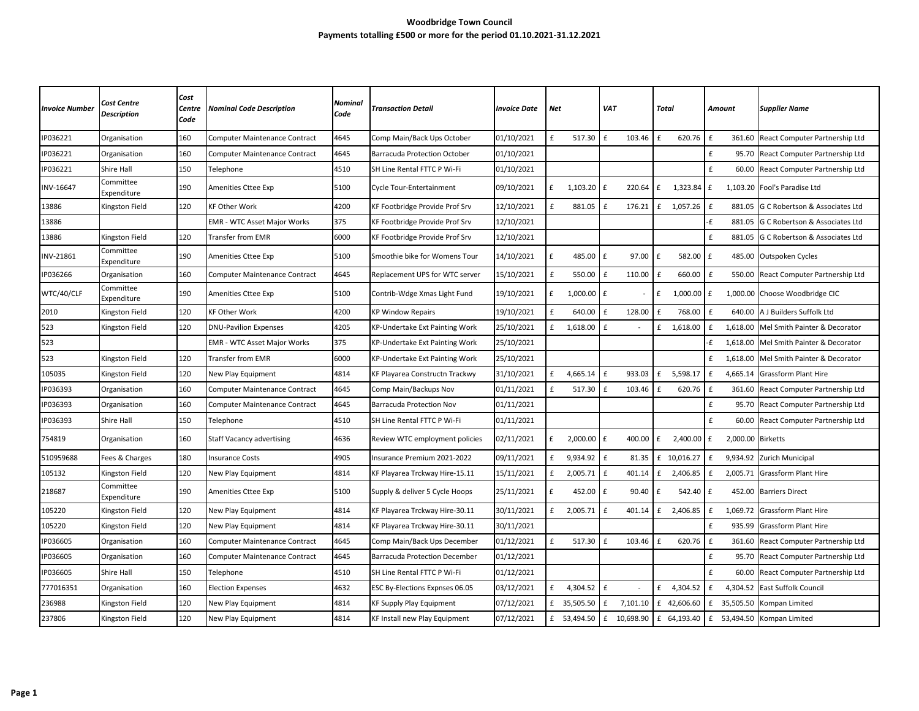# Woodbridge Town Council

## Payments totalling £500 or more for the period 01.10.2021-31.12.2021

| *Invoice Number* | *Cost Centre Description* | *Cost Centre Code* | *Nominal Code Description* | *Nominal Code* | *Transaction Detail* | *Invoice Date* | *Net* | *VAT* | *Total* | *Amount* | *Supplier Name* |
|---|---|---|---|---|---|---|---|---|---|---|---|
| IP036221 | Organisation | 160 | Computer Maintenance Contract | 4645 | Comp Main/Back Ups October | 01/10/2021 | £ 517.30 | £ 103.46 | £ 620.76 | £ 361.60 | React Computer Partnership Ltd |
| IP036221 | Organisation | 160 | Computer Maintenance Contract | 4645 | Barracuda Protection October | 01/10/2021 | | | | £ 95.70 | React Computer Partnership Ltd |
| IP036221 | Shire Hall | 150 | Telephone | 4510 | SH Line Rental FTTC P Wi-Fi | 01/10/2021 | | | | £ 60.00 | React Computer Partnership Ltd |
| INV-16647 | Committee Expenditure | 190 | Amenities Cttee Exp | 5100 | Cycle Tour-Entertainment | 09/10/2021 | £ 1,103.20 | £ 220.64 | £ 1,323.84 | £ 1,103.20 | Fool's Paradise Ltd |
| 13886 | Kingston Field | 120 | KF Other Work | 4200 | KF Footbridge Provide Prof Srv | 12/10/2021 | £ 881.05 | £ 176.21 | £ 1,057.26 | £ 881.05 | G C Robertson & Associates Ltd |
| 13886 | | | EMR - WTC Asset Major Works | 375 | KF Footbridge Provide Prof Srv | 12/10/2021 | | | | -£ 881.05 | G C Robertson & Associates Ltd |
| 13886 | Kingston Field | 120 | Transfer from EMR | 6000 | KF Footbridge Provide Prof Srv | 12/10/2021 | | | | £ 881.05 | G C Robertson & Associates Ltd |
| INV-21861 | Committee Expenditure | 190 | Amenities Cttee Exp | 5100 | Smoothie bike for Womens Tour | 14/10/2021 | £ 485.00 | £ 97.00 | £ 582.00 | £ 485.00 | Outspoken Cycles |
| IP036266 | Organisation | 160 | Computer Maintenance Contract | 4645 | Replacement UPS for WTC server | 15/10/2021 | £ 550.00 | £ 110.00 | £ 660.00 | £ 550.00 | React Computer Partnership Ltd |
| WTC/40/CLF | Committee Expenditure | 190 | Amenities Cttee Exp | 5100 | Contrib-Wdge Xmas Light Fund | 19/10/2021 | £ 1,000.00 | £ - | £ 1,000.00 | £ 1,000.00 | Choose Woodbridge CIC |
| 2010 | Kingston Field | 120 | KF Other Work | 4200 | KP Window Repairs | 19/10/2021 | £ 640.00 | £ 128.00 | £ 768.00 | £ 640.00 | A J Builders Suffolk Ltd |
| 523 | Kingston Field | 120 | DNU-Pavilion Expenses | 4205 | KP-Undertake Ext Painting Work | 25/10/2021 | £ 1,618.00 | £ - | £ 1,618.00 | £ 1,618.00 | Mel Smith Painter & Decorator |
| 523 | | | EMR - WTC Asset Major Works | 375 | KP-Undertake Ext Painting Work | 25/10/2021 | | | | -£ 1,618.00 | Mel Smith Painter & Decorator |
| 523 | Kingston Field | 120 | Transfer from EMR | 6000 | KP-Undertake Ext Painting Work | 25/10/2021 | | | | £ 1,618.00 | Mel Smith Painter & Decorator |
| 105035 | Kingston Field | 120 | New Play Equipment | 4814 | KF Playarea Constructn Trackwy | 31/10/2021 | £ 4,665.14 | £ 933.03 | £ 5,598.17 | £ 4,665.14 | Grassform Plant Hire |
| IP036393 | Organisation | 160 | Computer Maintenance Contract | 4645 | Comp Main/Backups Nov | 01/11/2021 | £ 517.30 | £ 103.46 | £ 620.76 | £ 361.60 | React Computer Partnership Ltd |
| IP036393 | Organisation | 160 | Computer Maintenance Contract | 4645 | Barracuda Protection Nov | 01/11/2021 | | | | £ 95.70 | React Computer Partnership Ltd |
| IP036393 | Shire Hall | 150 | Telephone | 4510 | SH Line Rental FTTC P Wi-Fi | 01/11/2021 | | | | £ 60.00 | React Computer Partnership Ltd |
| 754819 | Organisation | 160 | Staff Vacancy advertising | 4636 | Review WTC employment policies | 02/11/2021 | £ 2,000.00 | £ 400.00 | £ 2,400.00 | £ 2,000.00 | Birketts |
| 510959688 | Fees & Charges | 180 | Insurance Costs | 4905 | Insurance Premium 2021-2022 | 09/11/2021 | £ 9,934.92 | £ 81.35 | £ 10,016.27 | £ 9,934.92 | Zurich Municipal |
| 105132 | Kingston Field | 120 | New Play Equipment | 4814 | KF Playarea Trckway Hire-15.11 | 15/11/2021 | £ 2,005.71 | £ 401.14 | £ 2,406.85 | £ 2,005.71 | Grassform Plant Hire |
| 218687 | Committee Expenditure | 190 | Amenities Cttee Exp | 5100 | Supply & deliver 5 Cycle Hoops | 25/11/2021 | £ 452.00 | £ 90.40 | £ 542.40 | £ 452.00 | Barriers Direct |
| 105220 | Kingston Field | 120 | New Play Equipment | 4814 | KF Playarea Trckway Hire-30.11 | 30/11/2021 | £ 2,005.71 | £ 401.14 | £ 2,406.85 | £ 1,069.72 | Grassform Plant Hire |
| 105220 | Kingston Field | 120 | New Play Equipment | 4814 | KF Playarea Trckway Hire-30.11 | 30/11/2021 | | | | £ 935.99 | Grassform Plant Hire |
| IP036605 | Organisation | 160 | Computer Maintenance Contract | 4645 | Comp Main/Back Ups December | 01/12/2021 | £ 517.30 | £ 103.46 | £ 620.76 | £ 361.60 | React Computer Partnership Ltd |
| IP036605 | Organisation | 160 | Computer Maintenance Contract | 4645 | Barracuda Protection December | 01/12/2021 | | | | £ 95.70 | React Computer Partnership Ltd |
| IP036605 | Shire Hall | 150 | Telephone | 4510 | SH Line Rental FTTC P Wi-Fi | 01/12/2021 | | | | £ 60.00 | React Computer Partnership Ltd |
| 777016351 | Organisation | 160 | Election Expenses | 4632 | ESC By-Elections Expnses 06.05 | 03/12/2021 | £ 4,304.52 | £ - | £ 4,304.52 | £ 4,304.52 | East Suffolk Council |
| 236988 | Kingston Field | 120 | New Play Equipment | 4814 | KF Supply Play Equipment | 07/12/2021 | £ 35,505.50 | £ 7,101.10 | £ 42,606.60 | £ 35,505.50 | Kompan Limited |
| 237806 | Kingston Field | 120 | New Play Equipment | 4814 | KF Install new Play Equipment | 07/12/2021 | £ 53,494.50 | £ 10,698.90 | £ 64,193.40 | £ 53,494.50 | Kompan Limited |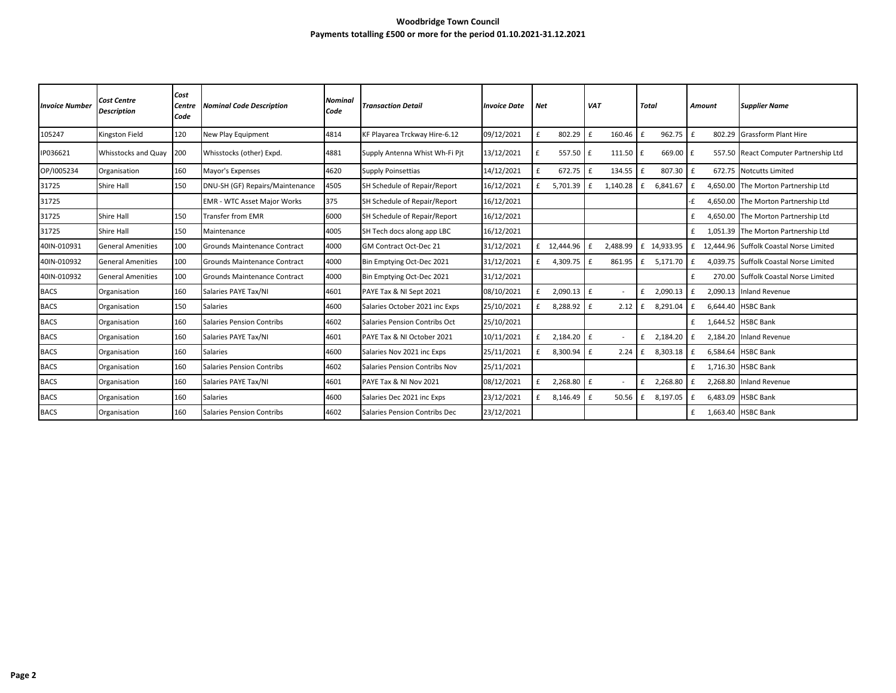**Woodbridge Town Council**

**Payments totalling £500 or more for the period 01.10.2021-31.12.2021**

| Invoice Number | Cost Centre Description | Cost Centre Code | Nominal Code Description | Nominal Code | Transaction Detail | Invoice Date | Net | VAT | Total | Amount | Supplier Name |
|---|---|---|---|---|---|---|---|---|---|---|---|
| 105247 | Kingston Field | 120 | New Play Equipment | 4814 | KF Playarea Trckway Hire-6.12 | 09/12/2021 | £ 802.29 | £ 160.46 | £ 962.75 | £ 802.29 | Grassform Plant Hire |
| IP036621 | Whisstocks and Quay | 200 | Whisstocks (other) Expd. | 4881 | Supply Antenna Whist Wh-Fi Pjt | 13/12/2021 | £ 557.50 | £ 111.50 | £ 669.00 | £ 557.50 | React Computer Partnership Ltd |
| OP/I005234 | Organisation | 160 | Mayor's Expenses | 4620 | Supply Poinsettias | 14/12/2021 | £ 672.75 | £ 134.55 | £ 807.30 | £ 672.75 | Notcutts Limited |
| 31725 | Shire Hall | 150 | DNU-SH (GF) Repairs/Maintenance | 4505 | SH Schedule of Repair/Report | 16/12/2021 | £ 5,701.39 | £ 1,140.28 | £ 6,841.67 | £ 4,650.00 | The Morton Partnership Ltd |
| 31725 | | | EMR - WTC Asset Major Works | 375 | SH Schedule of Repair/Report | 16/12/2021 | | | | -£ 4,650.00 | The Morton Partnership Ltd |
| 31725 | Shire Hall | 150 | Transfer from EMR | 6000 | SH Schedule of Repair/Report | 16/12/2021 | | | | £ 4,650.00 | The Morton Partnership Ltd |
| 31725 | Shire Hall | 150 | Maintenance | 4005 | SH Tech docs along app LBC | 16/12/2021 | | | | £ 1,051.39 | The Morton Partnership Ltd |
| 40IN-010931 | General Amenities | 100 | Grounds Maintenance Contract | 4000 | GM Contract Oct-Dec 21 | 31/12/2021 | £ 12,444.96 | £ 2,488.99 | £ 14,933.95 | £ 12,444.96 | Suffolk Coastal Norse Limited |
| 40IN-010932 | General Amenities | 100 | Grounds Maintenance Contract | 4000 | Bin Emptying Oct-Dec 2021 | 31/12/2021 | £ 4,309.75 | £ 861.95 | £ 5,171.70 | £ 4,039.75 | Suffolk Coastal Norse Limited |
| 40IN-010932 | General Amenities | 100 | Grounds Maintenance Contract | 4000 | Bin Emptying Oct-Dec 2021 | 31/12/2021 | | | | £ 270.00 | Suffolk Coastal Norse Limited |
| BACS | Organisation | 160 | Salaries PAYE Tax/NI | 4601 | PAYE Tax & NI Sept 2021 | 08/10/2021 | £ 2,090.13 | £ - | £ 2,090.13 | £ 2,090.13 | Inland Revenue |
| BACS | Organisation | 150 | Salaries | 4600 | Salaries October 2021 inc Exps | 25/10/2021 | £ 8,288.92 | £ 2.12 | £ 8,291.04 | £ 6,644.40 | HSBC Bank |
| BACS | Organisation | 160 | Salaries Pension Contribs | 4602 | Salaries Pension Contribs Oct | 25/10/2021 | | | | £ 1,644.52 | HSBC Bank |
| BACS | Organisation | 160 | Salaries PAYE Tax/NI | 4601 | PAYE Tax & NI October 2021 | 10/11/2021 | £ 2,184.20 | £ - | £ 2,184.20 | £ 2,184.20 | Inland Revenue |
| BACS | Organisation | 160 | Salaries | 4600 | Salaries Nov 2021 inc Exps | 25/11/2021 | £ 8,300.94 | £ 2.24 | £ 8,303.18 | £ 6,584.64 | HSBC Bank |
| BACS | Organisation | 160 | Salaries Pension Contribs | 4602 | Salaries Pension Contribs Nov | 25/11/2021 | | | | £ 1,716.30 | HSBC Bank |
| BACS | Organisation | 160 | Salaries PAYE Tax/NI | 4601 | PAYE Tax & NI Nov 2021 | 08/12/2021 | £ 2,268.80 | £ - | £ 2,268.80 | £ 2,268.80 | Inland Revenue |
| BACS | Organisation | 160 | Salaries | 4600 | Salaries Dec 2021 inc Exps | 23/12/2021 | £ 8,146.49 | £ 50.56 | £ 8,197.05 | £ 6,483.09 | HSBC Bank |
| BACS | Organisation | 160 | Salaries Pension Contribs | 4602 | Salaries Pension Contribs Dec | 23/12/2021 | | | | £ 1,663.40 | HSBC Bank |